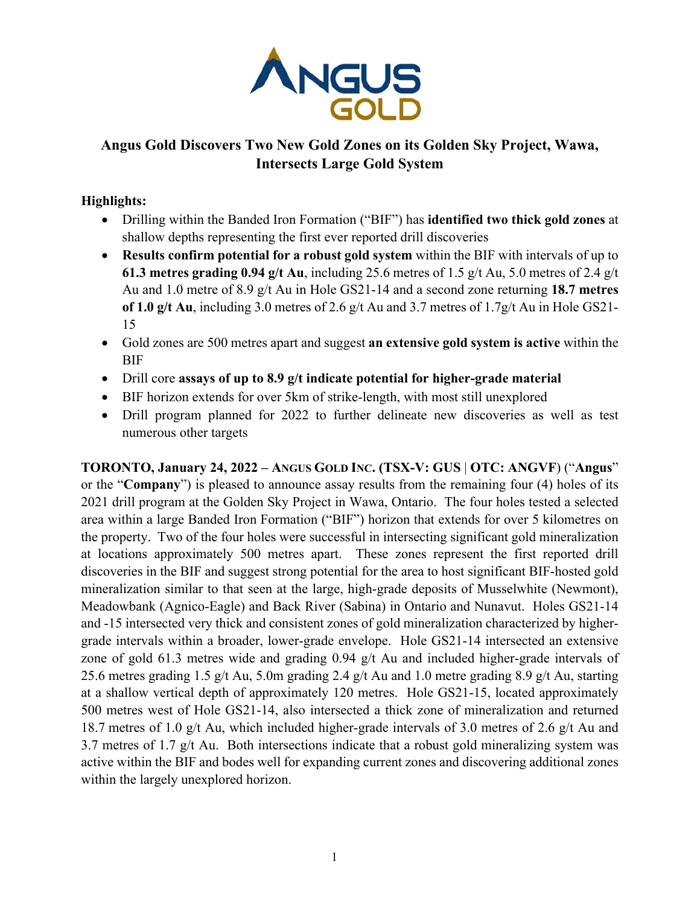ANGUS GOLD

# Angus Gold Discovers Two New Gold Zones on its Golden Sky Project, Wawa, Intersects Large Gold System

**Highlights:**

- Drilling within the Banded Iron Formation ("BIF") has **identified two thick gold zones** at shallow depths representing the first ever reported drill discoveries
- **Results confirm potential for a robust gold system** within the BIF with intervals of up to **61.3 metres grading 0.94 g/t Au**, including 25.6 metres of 1.5 g/t Au, 5.0 metres of 2.4 g/t Au and 1.0 metre of 8.9 g/t Au in Hole GS21-14 and a second zone returning **18.7 metres of 1.0 g/t Au**, including 3.0 metres of 2.6 g/t Au and 3.7 metres of 1.7g/t Au in Hole GS21-15
- Gold zones are 500 metres apart and suggest **an extensive gold system is active** within the BIF
- Drill core **assays of up to 8.9 g/t indicate potential for higher-grade material**
- BIF horizon extends for over 5km of strike-length, with most still unexplored
- Drill program planned for 2022 to further delineate new discoveries as well as test numerous other targets

**TORONTO, January 24, 2022 – ANGUS GOLD INC. (TSX-V: GUS | OTC: ANGVF)** ("**Angus**" or the "**Company**") is pleased to announce assay results from the remaining four (4) holes of its 2021 drill program at the Golden Sky Project in Wawa, Ontario. The four holes tested a selected area within a large Banded Iron Formation ("BIF") horizon that extends for over 5 kilometres on the property. Two of the four holes were successful in intersecting significant gold mineralization at locations approximately 500 metres apart. These zones represent the first reported drill discoveries in the BIF and suggest strong potential for the area to host significant BIF-hosted gold mineralization similar to that seen at the large, high-grade deposits of Musselwhite (Newmont), Meadowbank (Agnico-Eagle) and Back River (Sabina) in Ontario and Nunavut. Holes GS21-14 and -15 intersected very thick and consistent zones of gold mineralization characterized by higher-grade intervals within a broader, lower-grade envelope. Hole GS21-14 intersected an extensive zone of gold 61.3 metres wide and grading 0.94 g/t Au and included higher-grade intervals of 25.6 metres grading 1.5 g/t Au, 5.0m grading 2.4 g/t Au and 1.0 metre grading 8.9 g/t Au, starting at a shallow vertical depth of approximately 120 metres. Hole GS21-15, located approximately 500 metres west of Hole GS21-14, also intersected a thick zone of mineralization and returned 18.7 metres of 1.0 g/t Au, which included higher-grade intervals of 3.0 metres of 2.6 g/t Au and 3.7 metres of 1.7 g/t Au. Both intersections indicate that a robust gold mineralizing system was active within the BIF and bodes well for expanding current zones and discovering additional zones within the largely unexplored horizon.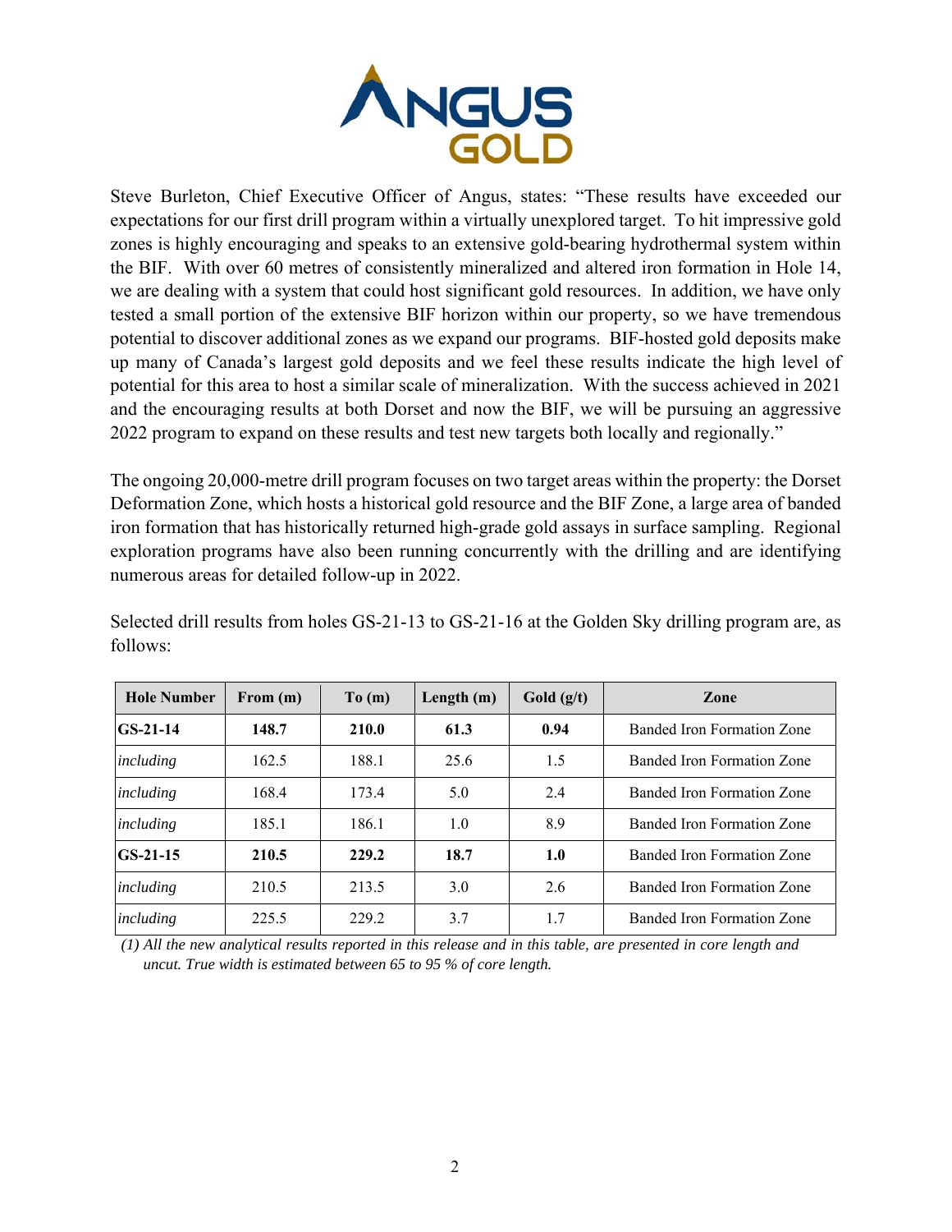Steve Burleton, Chief Executive Officer of Angus, states: "These results have exceeded our expectations for our first drill program within a virtually unexplored target. To hit impressive gold zones is highly encouraging and speaks to an extensive gold-bearing hydrothermal system within the BIF. With over 60 metres of consistently mineralized and altered iron formation in Hole 14, we are dealing with a system that could host significant gold resources. In addition, we have only tested a small portion of the extensive BIF horizon within our property, so we have tremendous potential to discover additional zones as we expand our programs. BIF-hosted gold deposits make up many of Canada's largest gold deposits and we feel these results indicate the high level of potential for this area to host a similar scale of mineralization. With the success achieved in 2021 and the encouraging results at both Dorset and now the BIF, we will be pursuing an aggressive 2022 program to expand on these results and test new targets both locally and regionally."

The ongoing 20,000-metre drill program focuses on two target areas within the property: the Dorset Deformation Zone, which hosts a historical gold resource and the BIF Zone, a large area of banded iron formation that has historically returned high-grade gold assays in surface sampling. Regional exploration programs have also been running concurrently with the drilling and are identifying numerous areas for detailed follow-up in 2022.

Selected drill results from holes GS-21-13 to GS-21-16 at the Golden Sky drilling program are, as follows:

| Hole Number | From (m) | To (m) | Length (m) | Gold (g/t) | Zone |
|---|---|---|---|---|---|
| **GS-21-14** | **148.7** | **210.0** | **61.3** | **0.94** | Banded Iron Formation Zone |
| *including* | 162.5 | 188.1 | 25.6 | 1.5 | Banded Iron Formation Zone |
| *including* | 168.4 | 173.4 | 5.0 | 2.4 | Banded Iron Formation Zone |
| *including* | 185.1 | 186.1 | 1.0 | 8.9 | Banded Iron Formation Zone |
| **GS-21-15** | **210.5** | **229.2** | **18.7** | **1.0** | Banded Iron Formation Zone |
| *including* | 210.5 | 213.5 | 3.0 | 2.6 | Banded Iron Formation Zone |
| *including* | 225.5 | 229.2 | 3.7 | 1.7 | Banded Iron Formation Zone |

*(1) All the new analytical results reported in this release and in this table, are presented in core length and uncut. True width is estimated between 65 to 95 % of core length.*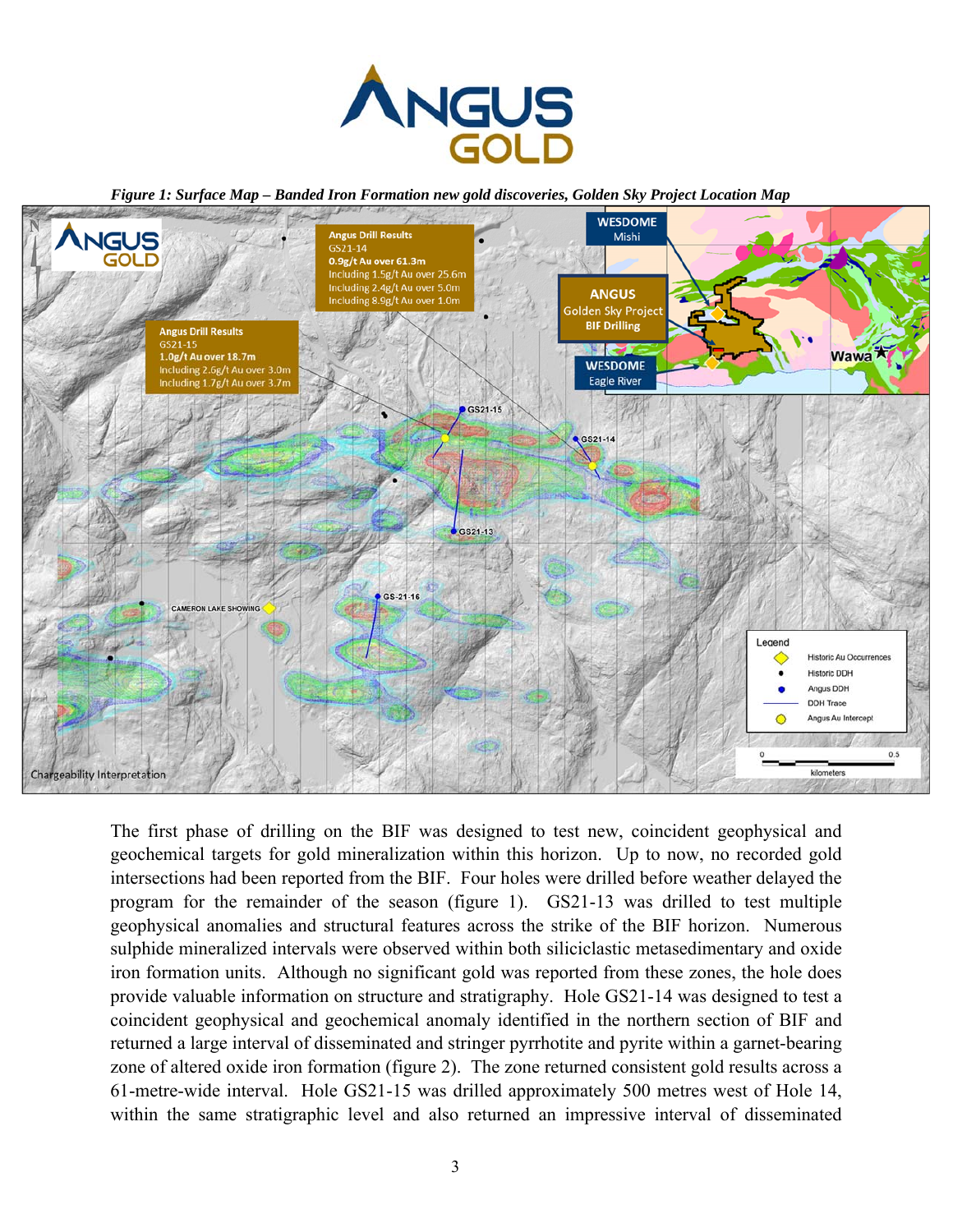*Figure 1: Surface Map – Banded Iron Formation new gold discoveries, Golden Sky Project Location Map*

The first phase of drilling on the BIF was designed to test new, coincident geophysical and geochemical targets for gold mineralization within this horizon. Up to now, no recorded gold intersections had been reported from the BIF. Four holes were drilled before weather delayed the program for the remainder of the season (figure 1). GS21-13 was drilled to test multiple geophysical anomalies and structural features across the strike of the BIF horizon. Numerous sulphide mineralized intervals were observed within both siliciclastic metasedimentary and oxide iron formation units. Although no significant gold was reported from these zones, the hole does provide valuable information on structure and stratigraphy. Hole GS21-14 was designed to test a coincident geophysical and geochemical anomaly identified in the northern section of BIF and returned a large interval of disseminated and stringer pyrrhotite and pyrite within a garnet-bearing zone of altered oxide iron formation (figure 2). The zone returned consistent gold results across a 61-metre-wide interval. Hole GS21-15 was drilled approximately 500 metres west of Hole 14, within the same stratigraphic level and also returned an impressive interval of disseminated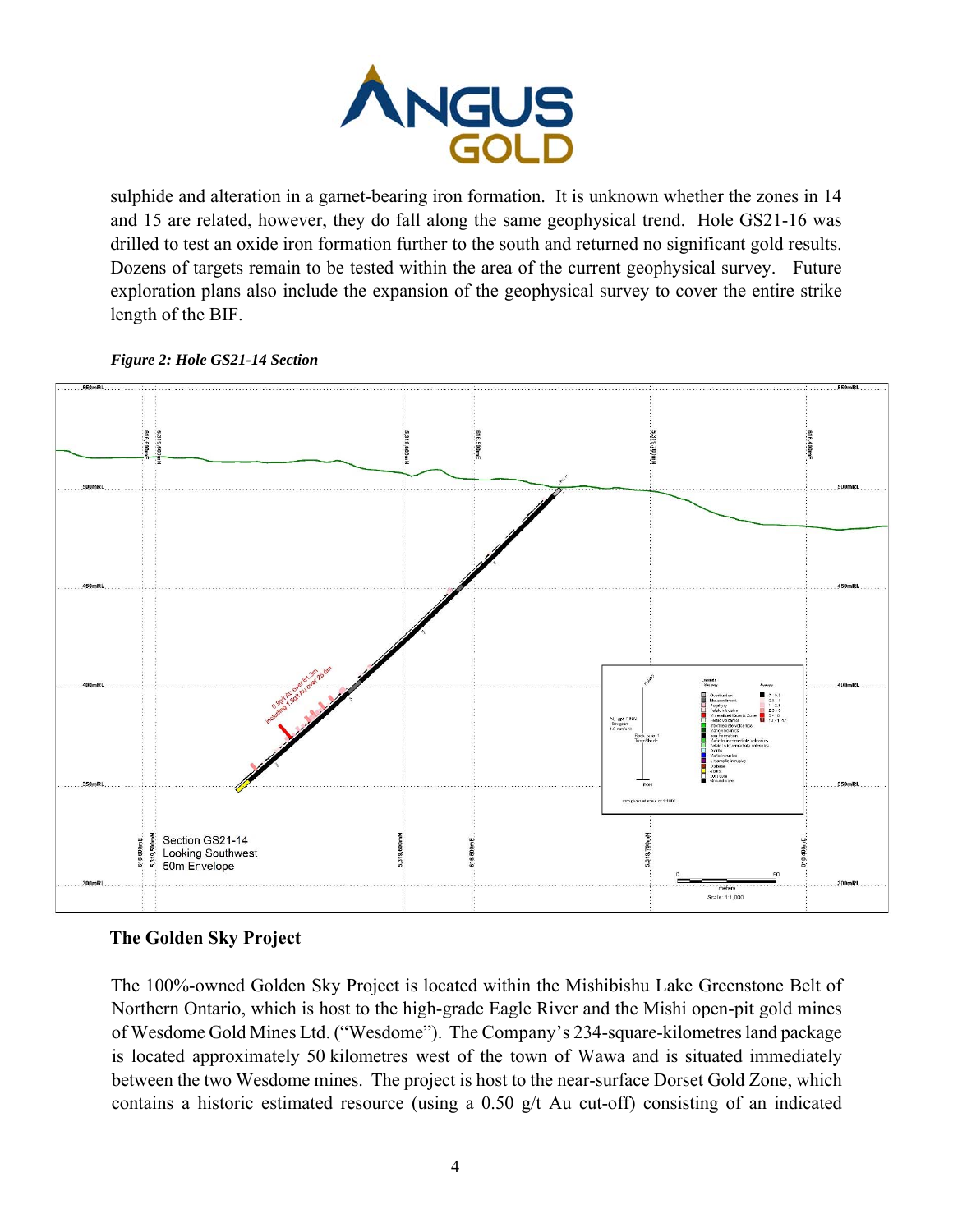sulphide and alteration in a garnet-bearing iron formation. It is unknown whether the zones in 14 and 15 are related, however, they do fall along the same geophysical trend. Hole GS21-16 was drilled to test an oxide iron formation further to the south and returned no significant gold results. Dozens of targets remain to be tested within the area of the current geophysical survey. Future exploration plans also include the expansion of the geophysical survey to cover the entire strike length of the BIF.

***Figure 2: Hole GS21-14 Section***

## The Golden Sky Project

The 100%-owned Golden Sky Project is located within the Mishibishu Lake Greenstone Belt of Northern Ontario, which is host to the high-grade Eagle River and the Mishi open-pit gold mines of Wesdome Gold Mines Ltd. ("Wesdome"). The Company's 234-square-kilometres land package is located approximately 50 kilometres west of the town of Wawa and is situated immediately between the two Wesdome mines. The project is host to the near-surface Dorset Gold Zone, which contains a historic estimated resource (using a 0.50 g/t Au cut-off) consisting of an indicated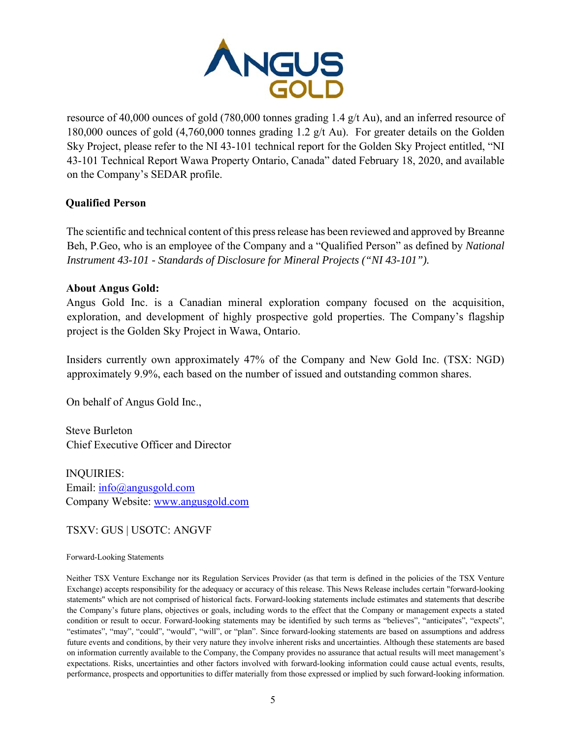resource of 40,000 ounces of gold (780,000 tonnes grading 1.4 g/t Au), and an inferred resource of 180,000 ounces of gold (4,760,000 tonnes grading 1.2 g/t Au). For greater details on the Golden Sky Project, please refer to the NI 43-101 technical report for the Golden Sky Project entitled, "NI 43-101 Technical Report Wawa Property Ontario, Canada" dated February 18, 2020, and available on the Company's SEDAR profile.

**Qualified Person**

The scientific and technical content of this press release has been reviewed and approved by Breanne Beh, P.Geo, who is an employee of the Company and a "Qualified Person" as defined by *National Instrument 43-101 - Standards of Disclosure for Mineral Projects ("NI 43-101").*

**About Angus Gold:**

Angus Gold Inc. is a Canadian mineral exploration company focused on the acquisition, exploration, and development of highly prospective gold properties. The Company's flagship project is the Golden Sky Project in Wawa, Ontario.

Insiders currently own approximately 47% of the Company and New Gold Inc. (TSX: NGD) approximately 9.9%, each based on the number of issued and outstanding common shares.

On behalf of Angus Gold Inc.,

Steve Burleton
Chief Executive Officer and Director

INQUIRIES:
Email: info@angusgold.com
Company Website: www.angusgold.com

TSXV: GUS | USOTC: ANGVF

Forward-Looking Statements

Neither TSX Venture Exchange nor its Regulation Services Provider (as that term is defined in the policies of the TSX Venture Exchange) accepts responsibility for the adequacy or accuracy of this release. This News Release includes certain "forward-looking statements" which are not comprised of historical facts. Forward-looking statements include estimates and statements that describe the Company's future plans, objectives or goals, including words to the effect that the Company or management expects a stated condition or result to occur. Forward-looking statements may be identified by such terms as "believes", "anticipates", "expects", "estimates", "may", "could", "would", "will", or "plan". Since forward-looking statements are based on assumptions and address future events and conditions, by their very nature they involve inherent risks and uncertainties. Although these statements are based on information currently available to the Company, the Company provides no assurance that actual results will meet management's expectations. Risks, uncertainties and other factors involved with forward-looking information could cause actual events, results, performance, prospects and opportunities to differ materially from those expressed or implied by such forward-looking information.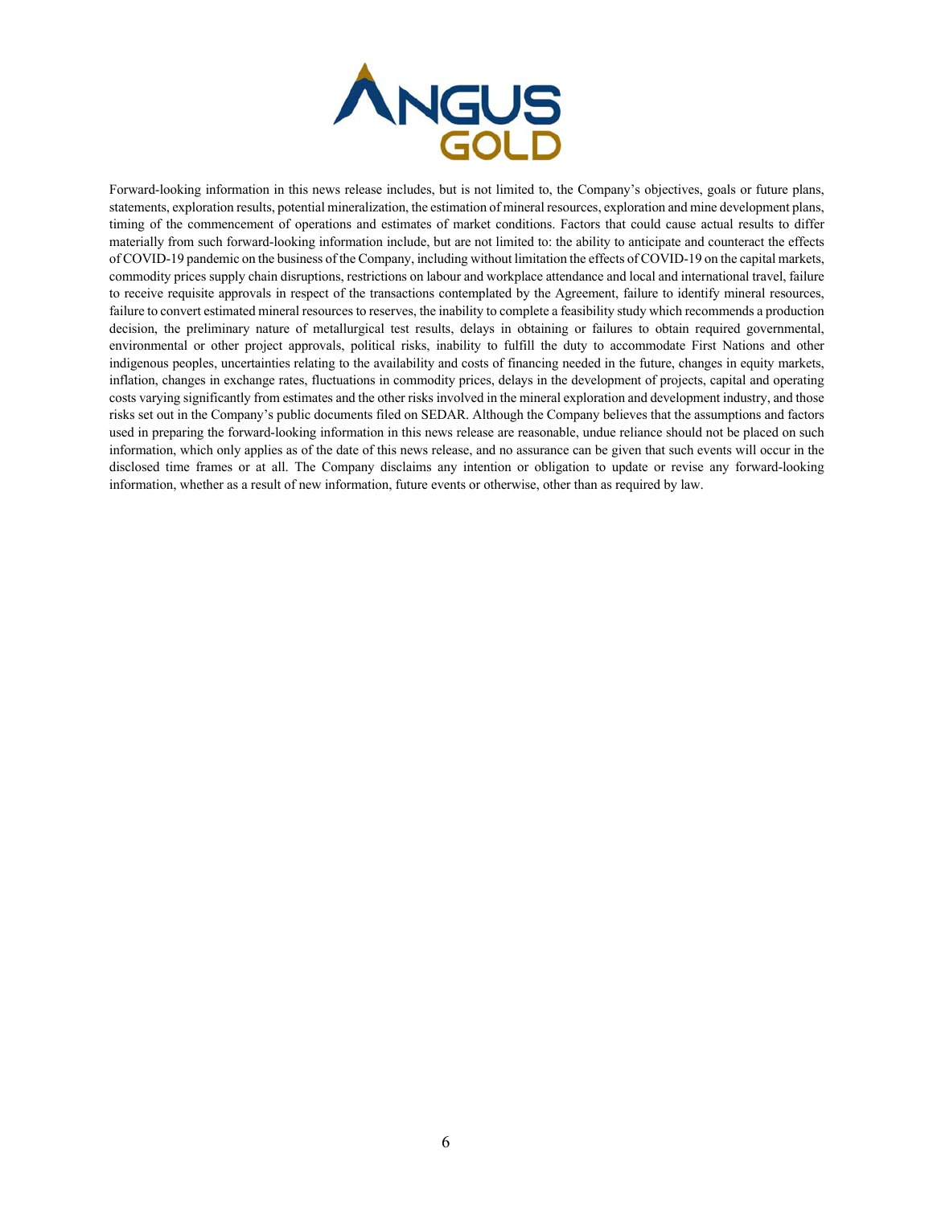Forward-looking information in this news release includes, but is not limited to, the Company's objectives, goals or future plans, statements, exploration results, potential mineralization, the estimation of mineral resources, exploration and mine development plans, timing of the commencement of operations and estimates of market conditions. Factors that could cause actual results to differ materially from such forward-looking information include, but are not limited to: the ability to anticipate and counteract the effects of COVID-19 pandemic on the business of the Company, including without limitation the effects of COVID-19 on the capital markets, commodity prices supply chain disruptions, restrictions on labour and workplace attendance and local and international travel, failure to receive requisite approvals in respect of the transactions contemplated by the Agreement, failure to identify mineral resources, failure to convert estimated mineral resources to reserves, the inability to complete a feasibility study which recommends a production decision, the preliminary nature of metallurgical test results, delays in obtaining or failures to obtain required governmental, environmental or other project approvals, political risks, inability to fulfill the duty to accommodate First Nations and other indigenous peoples, uncertainties relating to the availability and costs of financing needed in the future, changes in equity markets, inflation, changes in exchange rates, fluctuations in commodity prices, delays in the development of projects, capital and operating costs varying significantly from estimates and the other risks involved in the mineral exploration and development industry, and those risks set out in the Company's public documents filed on SEDAR. Although the Company believes that the assumptions and factors used in preparing the forward-looking information in this news release are reasonable, undue reliance should not be placed on such information, which only applies as of the date of this news release, and no assurance can be given that such events will occur in the disclosed time frames or at all. The Company disclaims any intention or obligation to update or revise any forward-looking information, whether as a result of new information, future events or otherwise, other than as required by law.